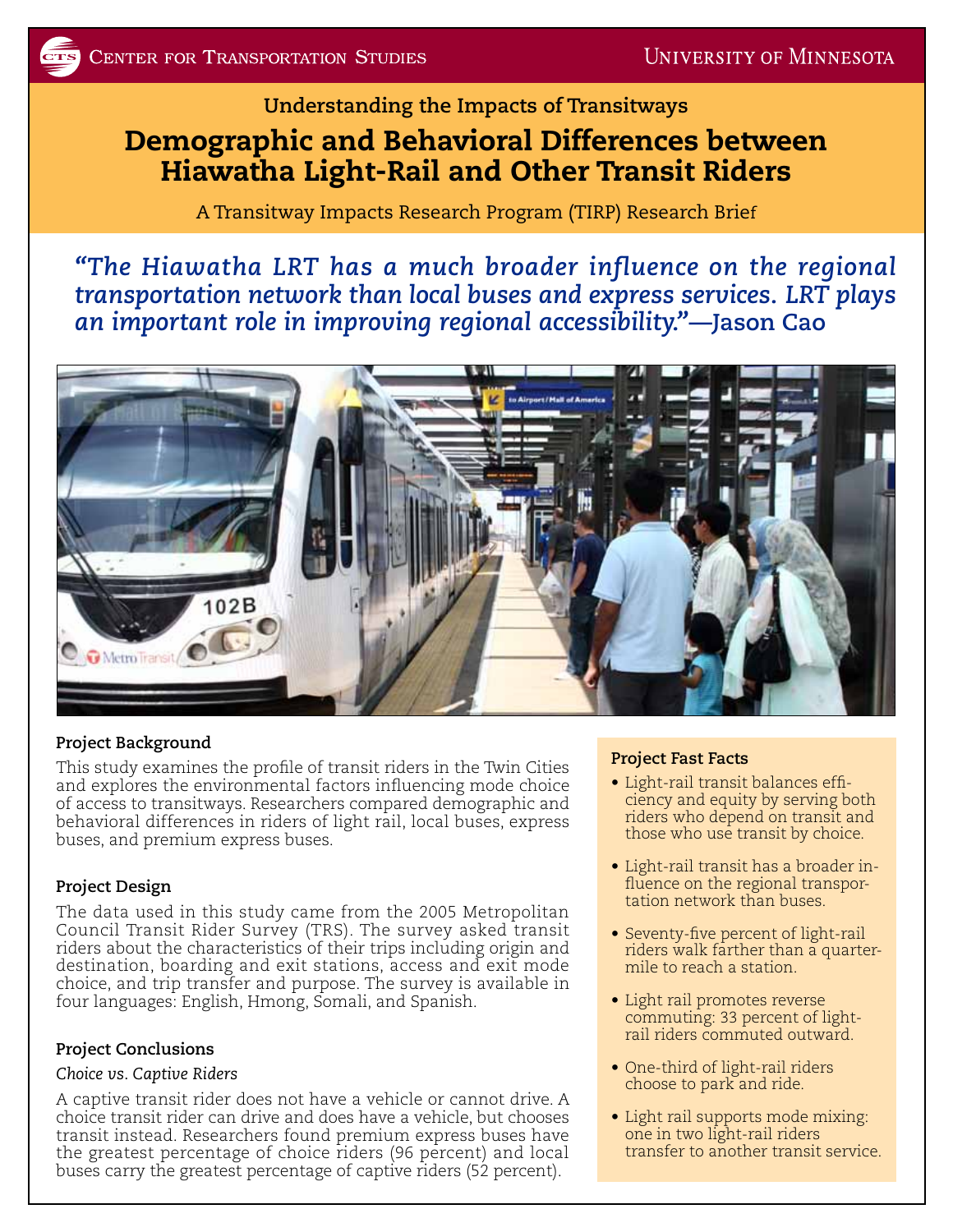Center for Transportation Studies — University of Minnesota

## Understanding the Impacts of Transitways

# Demographic and Behavioral Differences between Hiawatha Light-Rail and Other Transit Riders

A Transitway Impacts Research Program (TIRP) Research Brief

*"The Hiawatha LRT has a much broader influence on the regional transportation network than local buses and express services. LRT plays an important role in improving regional accessibility."*—**Jason Cao**

### Project Background

This study examines the profile of transit riders in the Twin Cities and explores the environmental factors influencing mode choice of access to transitways. Researchers compared demographic and behavioral differences in riders of light rail, local buses, express buses, and premium express buses.

### Project Design

The data used in this study came from the 2005 Metropolitan Council Transit Rider Survey (TRS). The survey asked transit riders about the characteristics of their trips including origin and destination, boarding and exit stations, access and exit mode choice, and trip transfer and purpose. The survey is available in four languages: English, Hmong, Somali, and Spanish.

### Project Conclusions

*Choice vs. Captive Riders*

A captive transit rider does not have a vehicle or cannot drive. A choice transit rider can drive and does have a vehicle, but chooses transit instead. Researchers found premium express buses have the greatest percentage of choice riders (96 percent) and local buses carry the greatest percentage of captive riders (52 percent).

### Project Fast Facts

- Light-rail transit balances efficiency and equity by serving both riders who depend on transit and those who use transit by choice.
- Light-rail transit has a broader influence on the regional transportation network than buses.
- Seventy-five percent of light-rail riders walk farther than a quarter-mile to reach a station.
- Light rail promotes reverse commuting: 33 percent of light-rail riders commuted outward.
- One-third of light-rail riders choose to park and ride.
- Light rail supports mode mixing: one in two light-rail riders transfer to another transit service.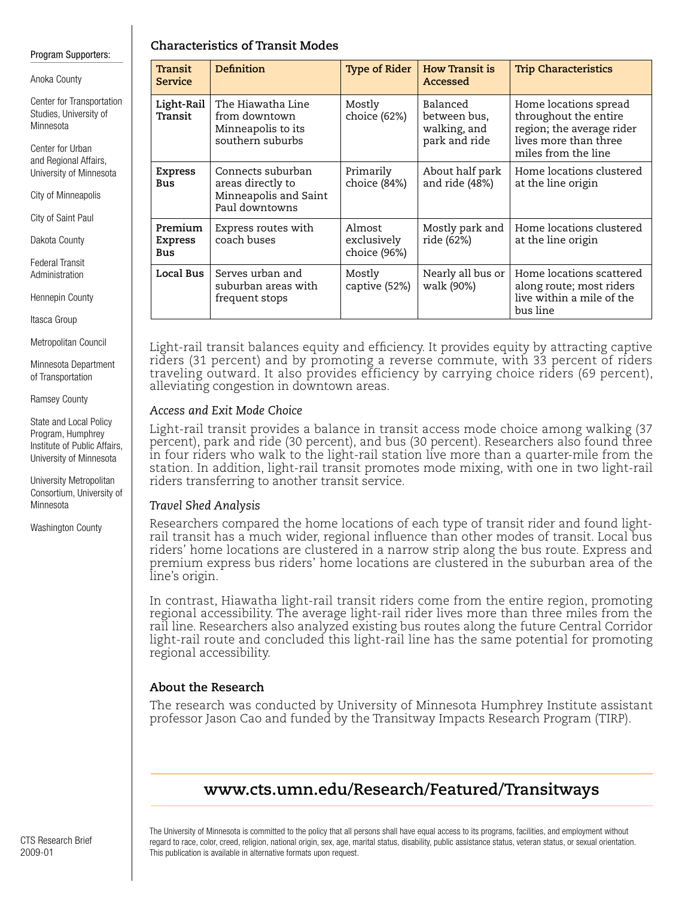Program Supporters:

Anoka County

Center for Transportation Studies, University of Minnesota

Center for Urban and Regional Affairs, University of Minnesota

City of Minneapolis

City of Saint Paul

Dakota County

Federal Transit Administration

Hennepin County

Itasca Group

Metropolitan Council

Minnesota Department of Transportation

Ramsey County

State and Local Policy Program, Humphrey Institute of Public Affairs, University of Minnesota

University Metropolitan Consortium, University of Minnesota

Washington County

## Characteristics of Transit Modes

| Transit Service | Definition | Type of Rider | How Transit is Accessed | Trip Characteristics |
|---|---|---|---|---|
| **Light-Rail Transit** | The Hiawatha Line from downtown Minneapolis to its southern suburbs | Mostly choice (62%) | Balanced between bus, walking, and park and ride | Home locations spread throughout the entire region; the average rider lives more than three miles from the line |
| **Express Bus** | Connects suburban areas directly to Minneapolis and Saint Paul downtowns | Primarily choice (84%) | About half park and ride (48%) | Home locations clustered at the line origin |
| **Premium Express Bus** | Express routes with coach buses | Almost exclusively choice (96%) | Mostly park and ride (62%) | Home locations clustered at the line origin |
| **Local Bus** | Serves urban and suburban areas with frequent stops | Mostly captive (52%) | Nearly all bus or walk (90%) | Home locations scattered along route; most riders live within a mile of the bus line |

Light-rail transit balances equity and efficiency. It provides equity by attracting captive riders (31 percent) and by promoting a reverse commute, with 33 percent of riders traveling outward. It also provides efficiency by carrying choice riders (69 percent), alleviating congestion in downtown areas.

### *Access and Exit Mode Choice*

Light-rail transit provides a balance in transit access mode choice among walking (37 percent), park and ride (30 percent), and bus (30 percent). Researchers also found three in four riders who walk to the light-rail station live more than a quarter-mile from the station. In addition, light-rail transit promotes mode mixing, with one in two light-rail riders transferring to another transit service.

### *Travel Shed Analysis*

Researchers compared the home locations of each type of transit rider and found light-rail transit has a much wider, regional influence than other modes of transit. Local bus riders' home locations are clustered in a narrow strip along the bus route. Express and premium express bus riders' home locations are clustered in the suburban area of the line's origin.

In contrast, Hiawatha light-rail transit riders come from the entire region, promoting regional accessibility. The average light-rail rider lives more than three miles from the rail line. Researchers also analyzed existing bus routes along the future Central Corridor light-rail route and concluded this light-rail line has the same potential for promoting regional accessibility.

## About the Research

The research was conducted by University of Minnesota Humphrey Institute assistant professor Jason Cao and funded by the Transitway Impacts Research Program (TIRP).

**www.cts.umn.edu/Research/Featured/Transitways**

CTS Research Brief 2009-01

The University of Minnesota is committed to the policy that all persons shall have equal access to its programs, facilities, and employment without regard to race, color, creed, religion, national origin, sex, age, marital status, disability, public assistance status, veteran status, or sexual orientation. This publication is available in alternative formats upon request.